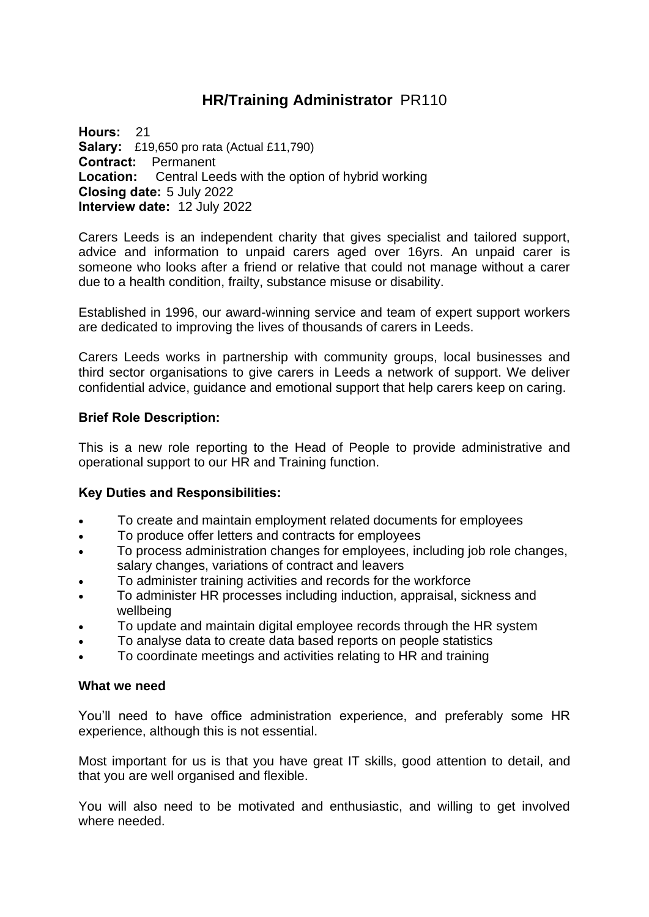# **HR/Training Administrator** PR110

**Hours:** 21
**Salary:** £19,650 pro rata (Actual £11,790)
**Contract:** Permanent
**Location:** Central Leeds with the option of hybrid working
**Closing date:** 5 July 2022
**Interview date:** 12 July 2022

Carers Leeds is an independent charity that gives specialist and tailored support, advice and information to unpaid carers aged over 16yrs. An unpaid carer is someone who looks after a friend or relative that could not manage without a carer due to a health condition, frailty, substance misuse or disability.

Established in 1996, our award-winning service and team of expert support workers are dedicated to improving the lives of thousands of carers in Leeds.

Carers Leeds works in partnership with community groups, local businesses and third sector organisations to give carers in Leeds a network of support. We deliver confidential advice, guidance and emotional support that help carers keep on caring.

### **Brief Role Description:**

This is a new role reporting to the Head of People to provide administrative and operational support to our HR and Training function.

### **Key Duties and Responsibilities:**

- To create and maintain employment related documents for employees
- To produce offer letters and contracts for employees
- To process administration changes for employees, including job role changes, salary changes, variations of contract and leavers
- To administer training activities and records for the workforce
- To administer HR processes including induction, appraisal, sickness and wellbeing
- To update and maintain digital employee records through the HR system
- To analyse data to create data based reports on people statistics
- To coordinate meetings and activities relating to HR and training

### **What we need**

You'll need to have office administration experience, and preferably some HR experience, although this is not essential.

Most important for us is that you have great IT skills, good attention to detail, and that you are well organised and flexible.

You will also need to be motivated and enthusiastic, and willing to get involved where needed.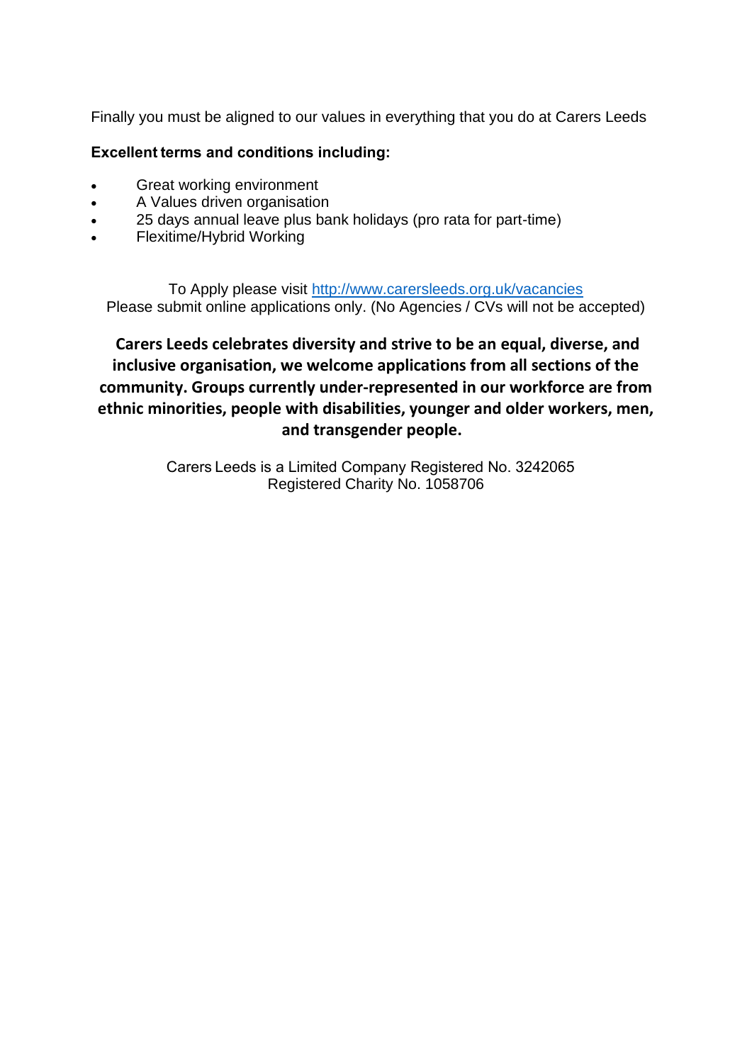Finally you must be aligned to our values in everything that you do at Carers Leeds

**Excellent terms and conditions including:**

- Great working environment
- A Values driven organisation
- 25 days annual leave plus bank holidays (pro rata for part-time)
- Flexitime/Hybrid Working

To Apply please visit [http://www.carersleeds.org.uk/vacancies](http://www.carersleeds.org.uk/vacancies)
Please submit online applications only. (No Agencies / CVs will not be accepted)

**Carers Leeds celebrates diversity and strive to be an equal, diverse, and inclusive organisation, we welcome applications from all sections of the community. Groups currently under-represented in our workforce are from ethnic minorities, people with disabilities, younger and older workers, men, and transgender people.**

Carers Leeds is a Limited Company Registered No. 3242065
Registered Charity No. 1058706